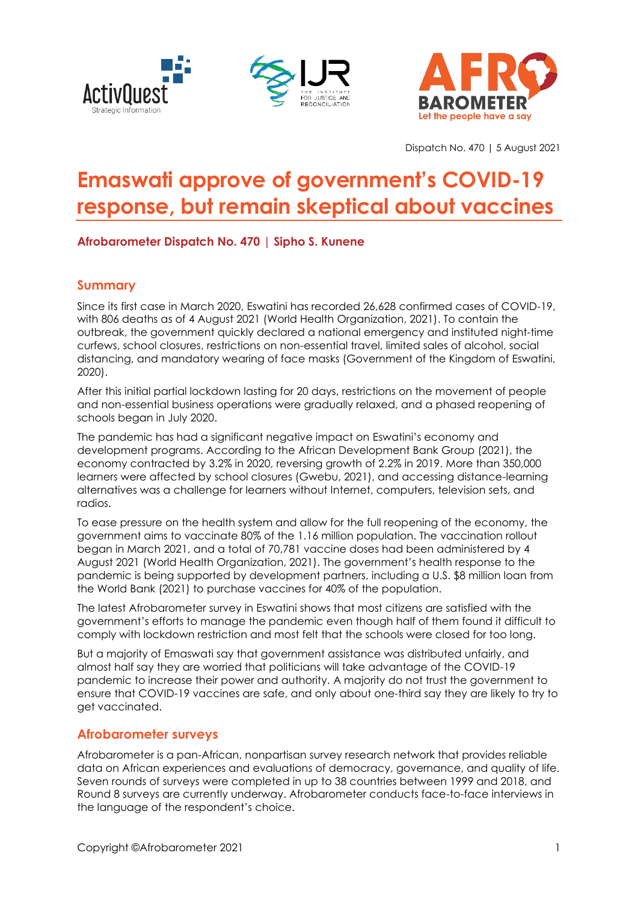Dispatch No. 470 | 5 August 2021

# Emaswati approve of government's COVID-19 response, but remain skeptical about vaccines

**Afrobarometer Dispatch No. 470 | Sipho S. Kunene**

## Summary

Since its first case in March 2020, Eswatini has recorded 26,628 confirmed cases of COVID-19, with 806 deaths as of 4 August 2021 (World Health Organization, 2021). To contain the outbreak, the government quickly declared a national emergency and instituted night-time curfews, school closures, restrictions on non-essential travel, limited sales of alcohol, social distancing, and mandatory wearing of face masks (Government of the Kingdom of Eswatini, 2020).

After this initial partial lockdown lasting for 20 days, restrictions on the movement of people and non-essential business operations were gradually relaxed, and a phased reopening of schools began in July 2020.

The pandemic has had a significant negative impact on Eswatini's economy and development programs. According to the African Development Bank Group (2021), the economy contracted by 3.2% in 2020, reversing growth of 2.2% in 2019. More than 350,000 learners were affected by school closures (Gwebu, 2021), and accessing distance-learning alternatives was a challenge for learners without Internet, computers, television sets, and radios.

To ease pressure on the health system and allow for the full reopening of the economy, the government aims to vaccinate 80% of the 1.16 million population. The vaccination rollout began in March 2021, and a total of 70,781 vaccine doses had been administered by 4 August 2021 (World Health Organization, 2021). The government's health response to the pandemic is being supported by development partners, including a U.S. $8 million loan from the World Bank (2021) to purchase vaccines for 40% of the population.

The latest Afrobarometer survey in Eswatini shows that most citizens are satisfied with the government's efforts to manage the pandemic even though half of them found it difficult to comply with lockdown restriction and most felt that the schools were closed for too long.

But a majority of Emaswati say that government assistance was distributed unfairly, and almost half say they are worried that politicians will take advantage of the COVID-19 pandemic to increase their power and authority. A majority do not trust the government to ensure that COVID-19 vaccines are safe, and only about one-third say they are likely to try to get vaccinated.

## Afrobarometer surveys

Afrobarometer is a pan-African, nonpartisan survey research network that provides reliable data on African experiences and evaluations of democracy, governance, and quality of life. Seven rounds of surveys were completed in up to 38 countries between 1999 and 2018, and Round 8 surveys are currently underway. Afrobarometer conducts face-to-face interviews in the language of the respondent's choice.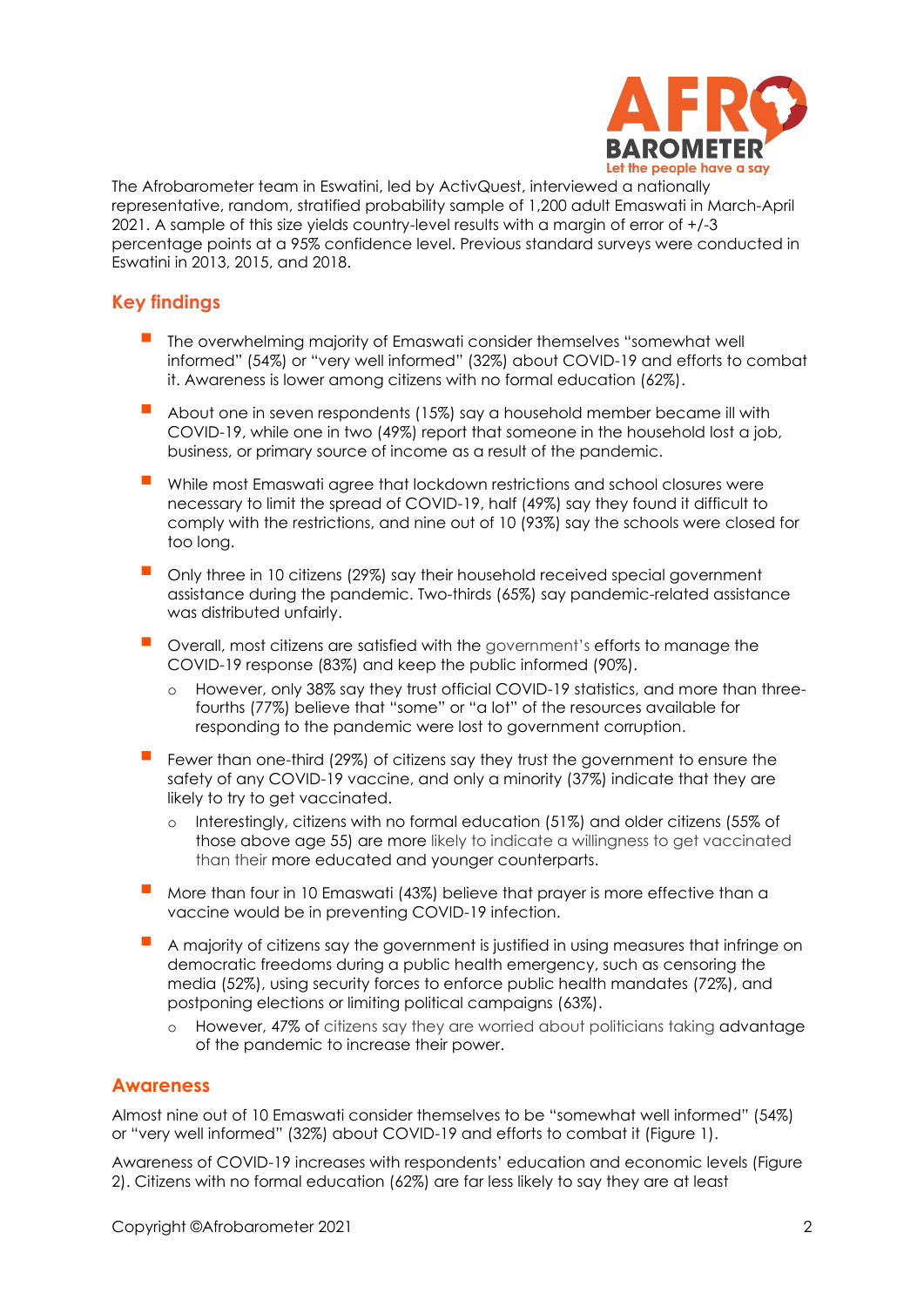The Afrobarometer team in Eswatini, led by ActivQuest, interviewed a nationally representative, random, stratified probability sample of 1,200 adult Emaswati in March-April 2021. A sample of this size yields country-level results with a margin of error of +/-3 percentage points at a 95% confidence level. Previous standard surveys were conducted in Eswatini in 2013, 2015, and 2018.

## Key findings

- The overwhelming majority of Emaswati consider themselves "somewhat well informed" (54%) or "very well informed" (32%) about COVID-19 and efforts to combat it. Awareness is lower among citizens with no formal education (62%).
- About one in seven respondents (15%) say a household member became ill with COVID-19, while one in two (49%) report that someone in the household lost a job, business, or primary source of income as a result of the pandemic.
- While most Emaswati agree that lockdown restrictions and school closures were necessary to limit the spread of COVID-19, half (49%) say they found it difficult to comply with the restrictions, and nine out of 10 (93%) say the schools were closed for too long.
- Only three in 10 citizens (29%) say their household received special government assistance during the pandemic. Two-thirds (65%) say pandemic-related assistance was distributed unfairly.
- Overall, most citizens are satisfied with the government's efforts to manage the COVID-19 response (83%) and keep the public informed (90%).
  - However, only 38% say they trust official COVID-19 statistics, and more than three-fourths (77%) believe that "some" or "a lot" of the resources available for responding to the pandemic were lost to government corruption.
- Fewer than one-third (29%) of citizens say they trust the government to ensure the safety of any COVID-19 vaccine, and only a minority (37%) indicate that they are likely to try to get vaccinated.
  - Interestingly, citizens with no formal education (51%) and older citizens (55% of those above age 55) are more likely to indicate a willingness to get vaccinated than their more educated and younger counterparts.
- More than four in 10 Emaswati (43%) believe that prayer is more effective than a vaccine would be in preventing COVID-19 infection.
- A majority of citizens say the government is justified in using measures that infringe on democratic freedoms during a public health emergency, such as censoring the media (52%), using security forces to enforce public health mandates (72%), and postponing elections or limiting political campaigns (63%).
  - However, 47% of citizens say they are worried about politicians taking advantage of the pandemic to increase their power.

## Awareness

Almost nine out of 10 Emaswati consider themselves to be "somewhat well informed" (54%) or "very well informed" (32%) about COVID-19 and efforts to combat it (Figure 1).

Awareness of COVID-19 increases with respondents' education and economic levels (Figure 2). Citizens with no formal education (62%) are far less likely to say they are at least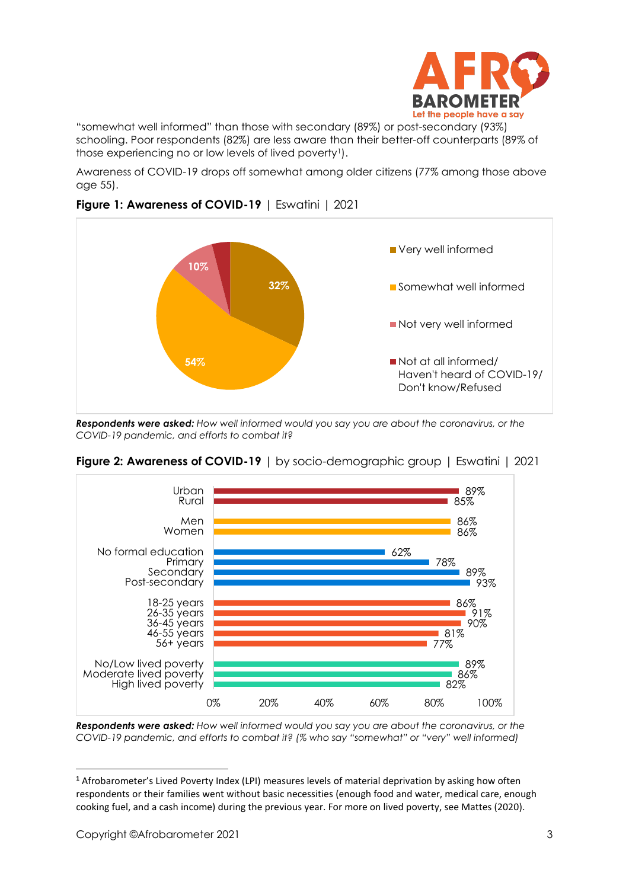"somewhat well informed" than those with secondary (89%) or post-secondary (93%) schooling. Poor respondents (82%) are less aware than their better-off counterparts (89% of those experiencing no or low levels of lived poverty[1]).

Awareness of COVID-19 drops off somewhat among older citizens (77% among those above age 55).

**Figure 1: Awareness of COVID-19** | Eswatini | 2021

| Response | % |
|---|---|
| Very well informed | 32% |
| Somewhat well informed | 54% |
| Not very well informed | 10% |
| Not at all informed/ Haven't heard of COVID-19/ Don't know/Refused | |

***Respondents were asked:*** *How well informed would you say you are about the coronavirus, or the COVID-19 pandemic, and efforts to combat it?*

**Figure 2: Awareness of COVID-19** | by socio-demographic group | Eswatini | 2021

| Group | % |
|---|---|
| Urban | 89% |
| Rural | 85% |
| Men | 86% |
| Women | 86% |
| No formal education | 62% |
| Primary | 78% |
| Secondary | 89% |
| Post-secondary | 93% |
| 18-25 years | 86% |
| 26-35 years | 91% |
| 36-45 years | 90% |
| 46-55 years | 81% |
| 56+ years | 77% |
| No/Low lived poverty | 89% |
| Moderate lived poverty | 86% |
| High lived poverty | 82% |

***Respondents were asked:*** *How well informed would you say you are about the coronavirus, or the COVID-19 pandemic, and efforts to combat it? (% who say "somewhat" or "very" well informed)*

[1] Afrobarometer's Lived Poverty Index (LPI) measures levels of material deprivation by asking how often respondents or their families went without basic necessities (enough food and water, medical care, enough cooking fuel, and a cash income) during the previous year. For more on lived poverty, see Mattes (2020).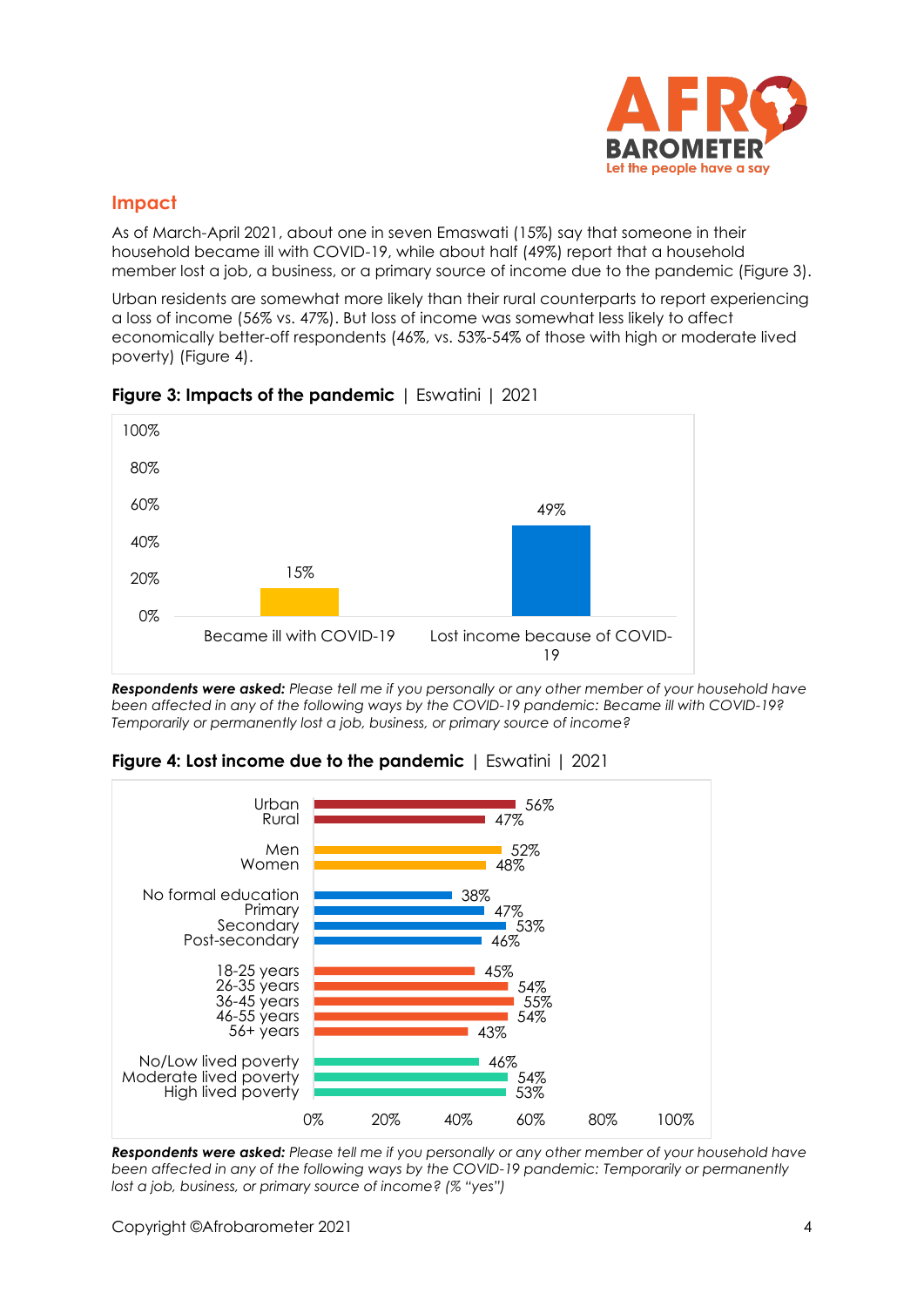## Impact

As of March-April 2021, about one in seven Emaswati (15%) say that someone in their household became ill with COVID-19, while about half (49%) report that a household member lost a job, a business, or a primary source of income due to the pandemic (Figure 3).

Urban residents are somewhat more likely than their rural counterparts to report experiencing a loss of income (56% vs. 47%). But loss of income was somewhat less likely to affect economically better-off respondents (46%, vs. 53%-54% of those with high or moderate lived poverty) (Figure 4).

**Figure 3: Impacts of the pandemic** | Eswatini | 2021

| Impact | % |
|---|---|
| Became ill with COVID-19 | 15% |
| Lost income because of COVID-19 | 49% |

***Respondents were asked:*** *Please tell me if you personally or any other member of your household have been affected in any of the following ways by the COVID-19 pandemic: Became ill with COVID-19? Temporarily or permanently lost a job, business, or primary source of income?*

**Figure 4: Lost income due to the pandemic** | Eswatini | 2021

| Group | % |
|---|---|
| Urban | 56% |
| Rural | 47% |
| Men | 52% |
| Women | 48% |
| No formal education | 38% |
| Primary | 47% |
| Secondary | 53% |
| Post-secondary | 46% |
| 18-25 years | 45% |
| 26-35 years | 54% |
| 36-45 years | 55% |
| 46-55 years | 54% |
| 56+ years | 43% |
| No/Low lived poverty | 46% |
| Moderate lived poverty | 54% |
| High lived poverty | 53% |

***Respondents were asked:*** *Please tell me if you personally or any other member of your household have been affected in any of the following ways by the COVID-19 pandemic: Temporarily or permanently lost a job, business, or primary source of income? (% "yes")*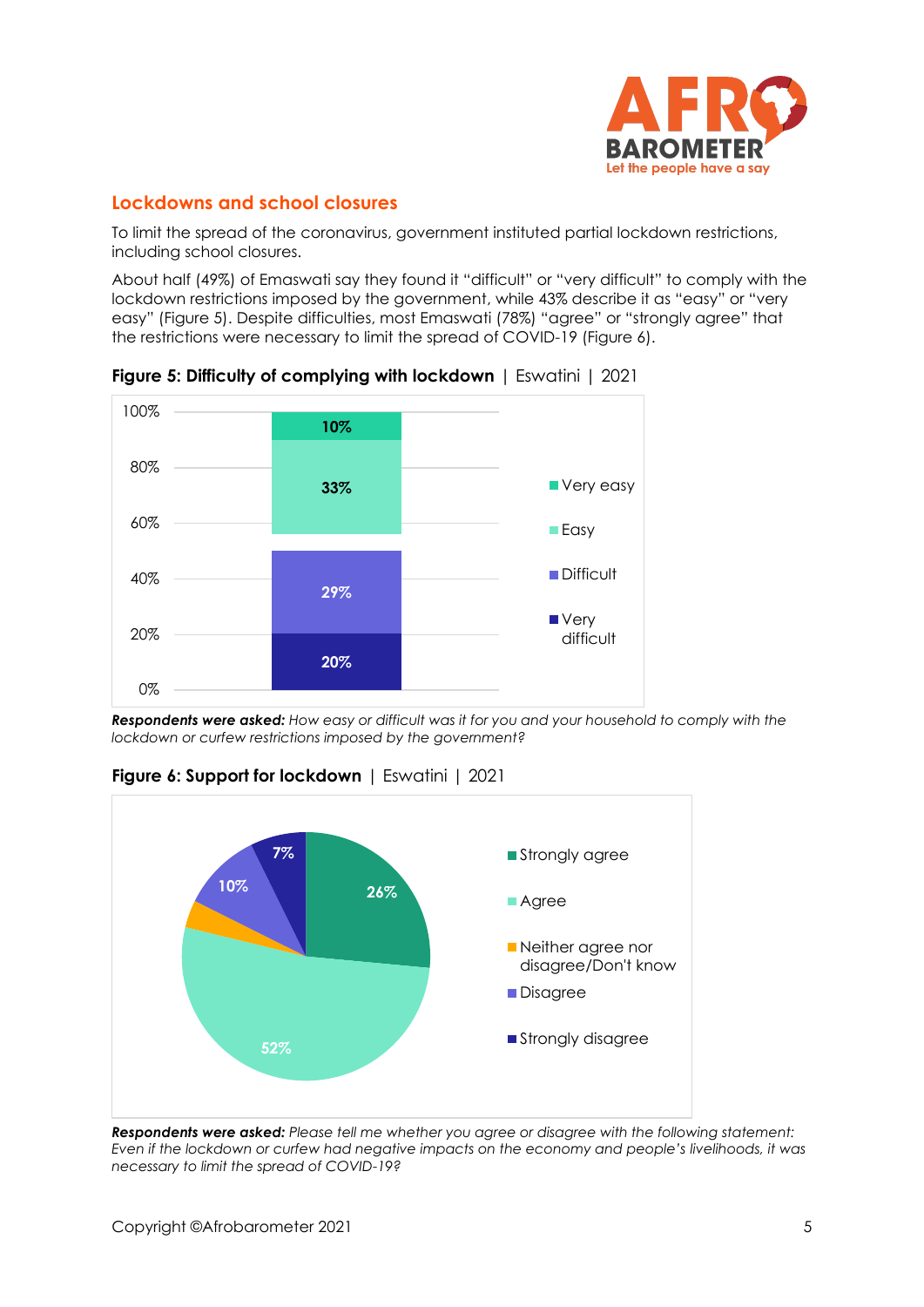## Lockdowns and school closures

To limit the spread of the coronavirus, government instituted partial lockdown restrictions, including school closures.

About half (49%) of Emaswati say they found it "difficult" or "very difficult" to comply with the lockdown restrictions imposed by the government, while 43% describe it as "easy" or "very easy" (Figure 5). Despite difficulties, most Emaswati (78%) "agree" or "strongly agree" that the restrictions were necessary to limit the spread of COVID-19 (Figure 6).

**Figure 5: Difficulty of complying with lockdown** | Eswatini | 2021

| Response | % |
|---|---|
| Very easy | 10% |
| Easy | 33% |
| Difficult | 29% |
| Very difficult | 20% |

***Respondents were asked:*** *How easy or difficult was it for you and your household to comply with the lockdown or curfew restrictions imposed by the government?*

**Figure 6: Support for lockdown** | Eswatini | 2021

| Response | % |
|---|---|
| Strongly agree | 26% |
| Agree | 52% |
| Neither agree nor disagree/Don't know | |
| Disagree | 10% |
| Strongly disagree | 7% |

***Respondents were asked:*** *Please tell me whether you agree or disagree with the following statement: Even if the lockdown or curfew had negative impacts on the economy and people's livelihoods, it was necessary to limit the spread of COVID-19?*

Copyright ©Afrobarometer 2021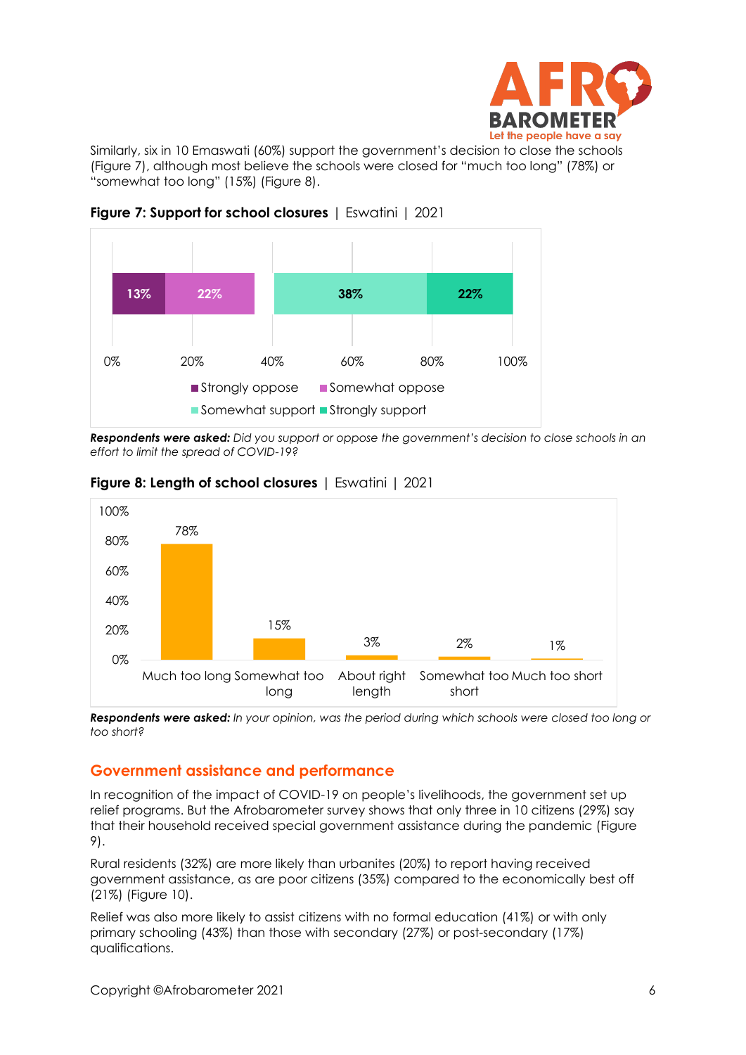Similarly, six in 10 Emaswati (60%) support the government's decision to close the schools (Figure 7), although most believe the schools were closed for "much too long" (78%) or "somewhat too long" (15%) (Figure 8).

**Figure 7: Support for school closures** | Eswatini | 2021

| Strongly oppose | Somewhat oppose | Somewhat support | Strongly support |
|---|---|---|---|
| 13% | 22% | 38% | 22% |

***Respondents were asked:*** *Did you support or oppose the government's decision to close schools in an effort to limit the spread of COVID-19?*

**Figure 8: Length of school closures** | Eswatini | 2021

| Much too long | Somewhat too long | About right length | Somewhat too short | Much too short |
|---|---|---|---|---|
| 78% | 15% | 3% | 2% | 1% |

***Respondents were asked:*** *In your opinion, was the period during which schools were closed too long or too short?*

## Government assistance and performance

In recognition of the impact of COVID-19 on people's livelihoods, the government set up relief programs. But the Afrobarometer survey shows that only three in 10 citizens (29%) say that their household received special government assistance during the pandemic (Figure 9).

Rural residents (32%) are more likely than urbanites (20%) to report having received government assistance, as are poor citizens (35%) compared to the economically best off (21%) (Figure 10).

Relief was also more likely to assist citizens with no formal education (41%) or with only primary schooling (43%) than those with secondary (27%) or post-secondary (17%) qualifications.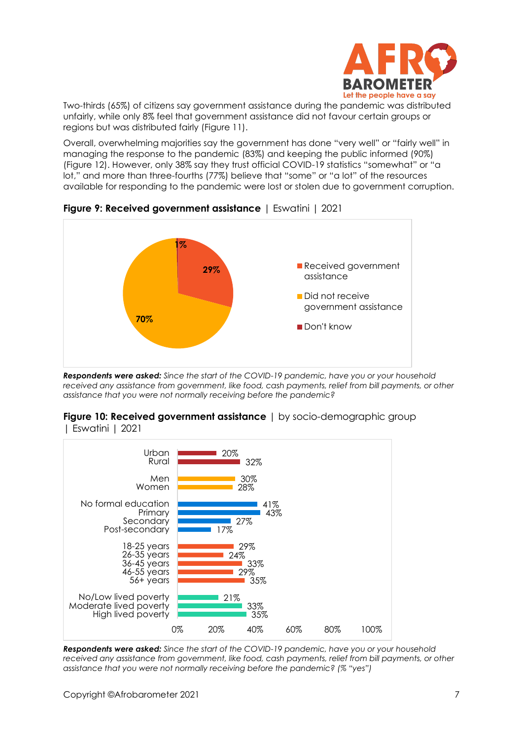Two-thirds (65%) of citizens say government assistance during the pandemic was distributed unfairly, while only 8% feel that government assistance did not favour certain groups or regions but was distributed fairly (Figure 11).

Overall, overwhelming majorities say the government has done "very well" or "fairly well" in managing the response to the pandemic (83%) and keeping the public informed (90%) (Figure 12). However, only 38% say they trust official COVID-19 statistics "somewhat" or "a lot," and more than three-fourths (77%) believe that "some" or "a lot" of the resources available for responding to the pandemic were lost or stolen due to government corruption.

**Figure 9: Received government assistance** | Eswatini | 2021

| Response | % |
|---|---|
| Received government assistance | 29% |
| Did not receive government assistance | 70% |
| Don't know | 1% |

***Respondents were asked:*** *Since the start of the COVID-19 pandemic, have you or your household received any assistance from government, like food, cash payments, relief from bill payments, or other assistance that you were not normally receiving before the pandemic?*

**Figure 10: Received government assistance** | by socio-demographic group | Eswatini | 2021

| Group | % |
|---|---|
| Urban | 20% |
| Rural | 32% |
| Men | 30% |
| Women | 28% |
| No formal education | 41% |
| Primary | 43% |
| Secondary | 27% |
| Post-secondary | 17% |
| 18-25 years | 29% |
| 26-35 years | 24% |
| 36-45 years | 33% |
| 46-55 years | 29% |
| 56+ years | 35% |
| No/Low lived poverty | 21% |
| Moderate lived poverty | 33% |
| High lived poverty | 35% |

***Respondents were asked:*** *Since the start of the COVID-19 pandemic, have you or your household received any assistance from government, like food, cash payments, relief from bill payments, or other assistance that you were not normally receiving before the pandemic? (% "yes")*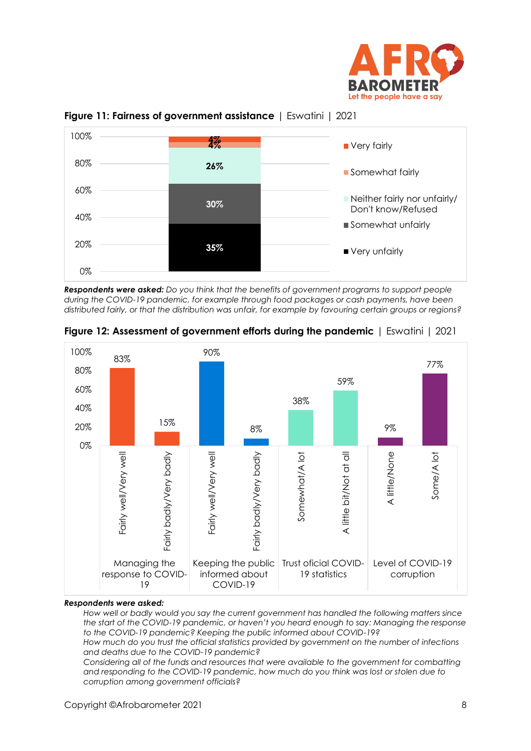**Figure 11: Fairness of government assistance** | Eswatini | 2021

| Response | % |
|---|---|
| Very fairly | 4% |
| Somewhat fairly | 4% |
| Neither fairly nor unfairly/ Don't know/Refused | 26% |
| Somewhat unfairly | 30% |
| Very unfairly | 35% |

***Respondents were asked:*** *Do you think that the benefits of government programs to support people during the COVID-19 pandemic, for example through food packages or cash payments, have been distributed fairly, or that the distribution was unfair, for example by favouring certain groups or regions?*

**Figure 12: Assessment of government efforts during the pandemic** | Eswatini | 2021

| Item | Response | % |
|---|---|---|
| Managing the response to COVID-19 | Fairly well/Very well | 83% |
| | Fairly badly/Very badly | 15% |
| Keeping the public informed about COVID-19 | Fairly well/Very well | 90% |
| | Fairly badly/Very badly | 8% |
| Trust oficial COVID-19 statistics | Somewhat/A lot | 38% |
| | A little bit/Not at all | 59% |
| Level of COVID-19 corruption | A little/None | 9% |
| | Some/A lot | 77% |

***Respondents were asked:***

*How well or badly would you say the current government has handled the following matters since the start of the COVID-19 pandemic, or haven't you heard enough to say: Managing the response to the COVID-19 pandemic? Keeping the public informed about COVID-19?*

*How much do you trust the official statistics provided by government on the number of infections and deaths due to the COVID-19 pandemic?*

*Considering all of the funds and resources that were available to the government for combatting and responding to the COVID-19 pandemic, how much do you think was lost or stolen due to corruption among government officials?*

Copyright ©Afrobarometer 2021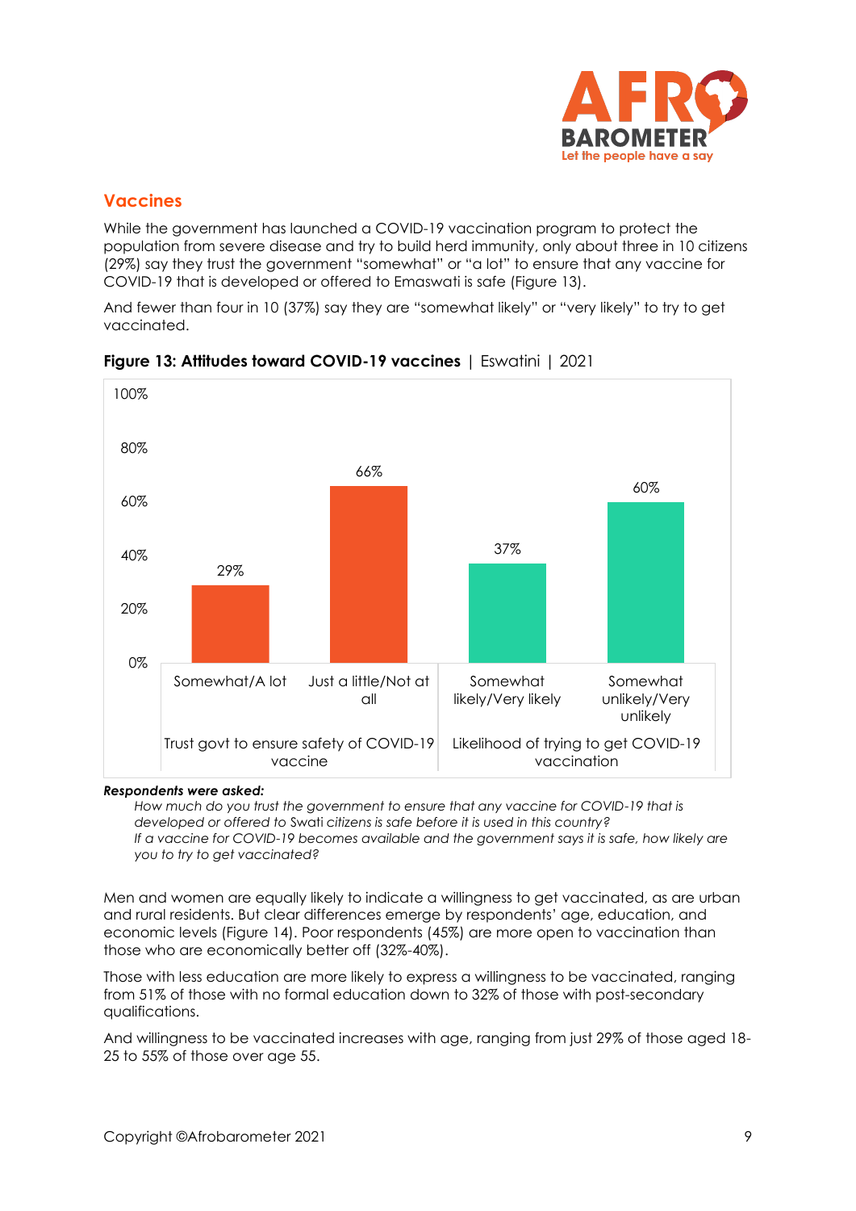## Vaccines

While the government has launched a COVID-19 vaccination program to protect the population from severe disease and try to build herd immunity, only about three in 10 citizens (29%) say they trust the government "somewhat" or "a lot" to ensure that any vaccine for COVID-19 that is developed or offered to Emaswati is safe (Figure 13).

And fewer than four in 10 (37%) say they are "somewhat likely" or "very likely" to try to get vaccinated.

**Figure 13: Attitudes toward COVID-19 vaccines** | Eswatini | 2021

| Trust govt to ensure safety of COVID-19 vaccine | | Likelihood of trying to get COVID-19 vaccination | |
|---|---|---|---|
| Somewhat/A lot | Just a little/Not at all | Somewhat likely/Very likely | Somewhat unlikely/Very unlikely |
| 29% | 66% | 37% | 60% |

***Respondents were asked:***

*How much do you trust the government to ensure that any vaccine for COVID-19 that is developed or offered to Swati citizens is safe before it is used in this country?*

*If a vaccine for COVID-19 becomes available and the government says it is safe, how likely are you to try to get vaccinated?*

Men and women are equally likely to indicate a willingness to get vaccinated, as are urban and rural residents. But clear differences emerge by respondents' age, education, and economic levels (Figure 14). Poor respondents (45%) are more open to vaccination than those who are economically better off (32%-40%).

Those with less education are more likely to express a willingness to be vaccinated, ranging from 51% of those with no formal education down to 32% of those with post-secondary qualifications.

And willingness to be vaccinated increases with age, ranging from just 29% of those aged 18-25 to 55% of those over age 55.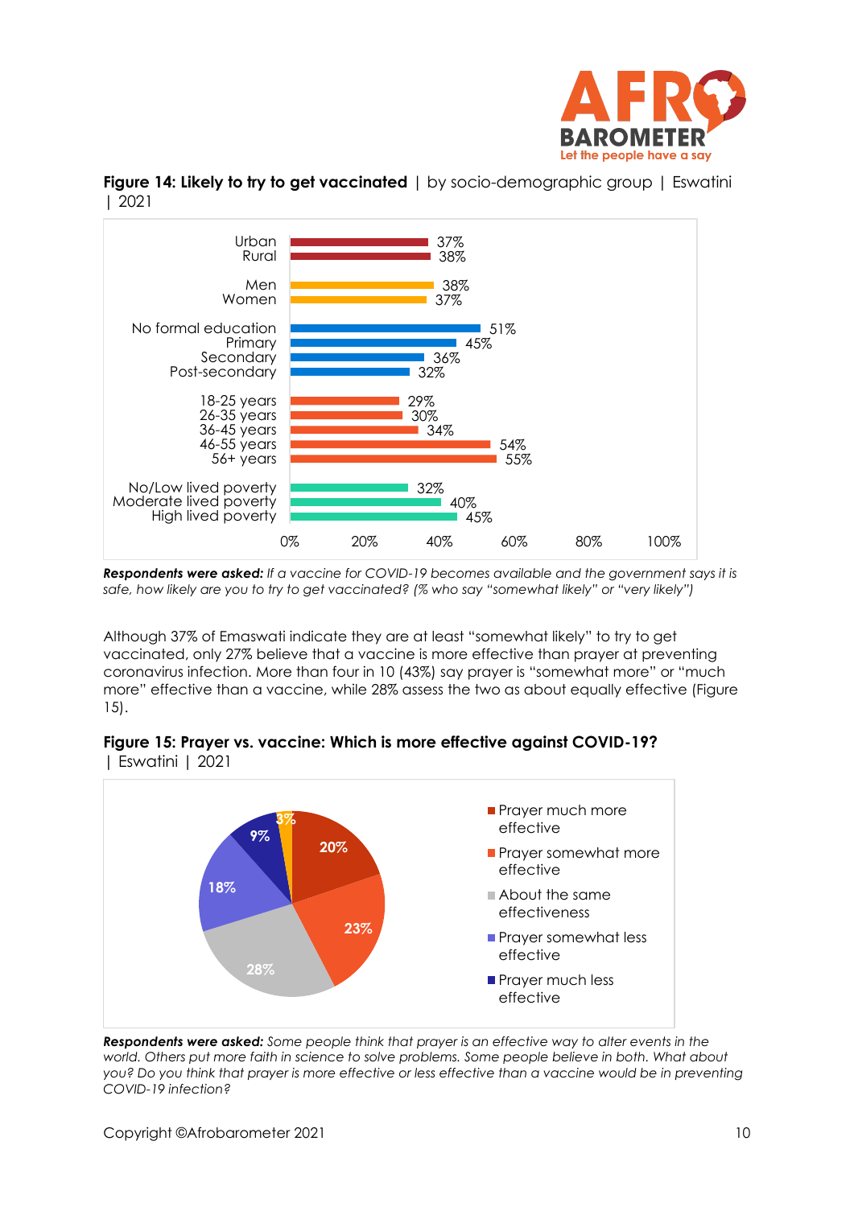**Figure 14: Likely to try to get vaccinated** | by socio-demographic group | Eswatini | 2021

| Group | % |
|---|---|
| Urban | 37% |
| Rural | 38% |
| Men | 38% |
| Women | 37% |
| No formal education | 51% |
| Primary | 45% |
| Secondary | 36% |
| Post-secondary | 32% |
| 18-25 years | 29% |
| 26-35 years | 30% |
| 36-45 years | 34% |
| 46-55 years | 54% |
| 56+ years | 55% |
| No/Low lived poverty | 32% |
| Moderate lived poverty | 40% |
| High lived poverty | 45% |

***Respondents were asked:*** *If a vaccine for COVID-19 becomes available and the government says it is safe, how likely are you to try to get vaccinated? (% who say "somewhat likely" or "very likely")*

Although 37% of Emaswati indicate they are at least "somewhat likely" to try to get vaccinated, only 27% believe that a vaccine is more effective than prayer at preventing coronavirus infection. More than four in 10 (43%) say prayer is "somewhat more" or "much more" effective than a vaccine, while 28% assess the two as about equally effective (Figure 15).

**Figure 15: Prayer vs. vaccine: Which is more effective against COVID-19?** | Eswatini | 2021

| Response | % |
|---|---|
| Prayer much more effective | 20% |
| Prayer somewhat more effective | 23% |
| About the same effectiveness | 28% |
| Prayer somewhat less effective | 18% |
| Prayer much less effective | 9% |
| (Unlabeled) | 3% |

***Respondents were asked:*** *Some people think that prayer is an effective way to alter events in the world. Others put more faith in science to solve problems. Some people believe in both. What about you? Do you think that prayer is more effective or less effective than a vaccine would be in preventing COVID-19 infection?*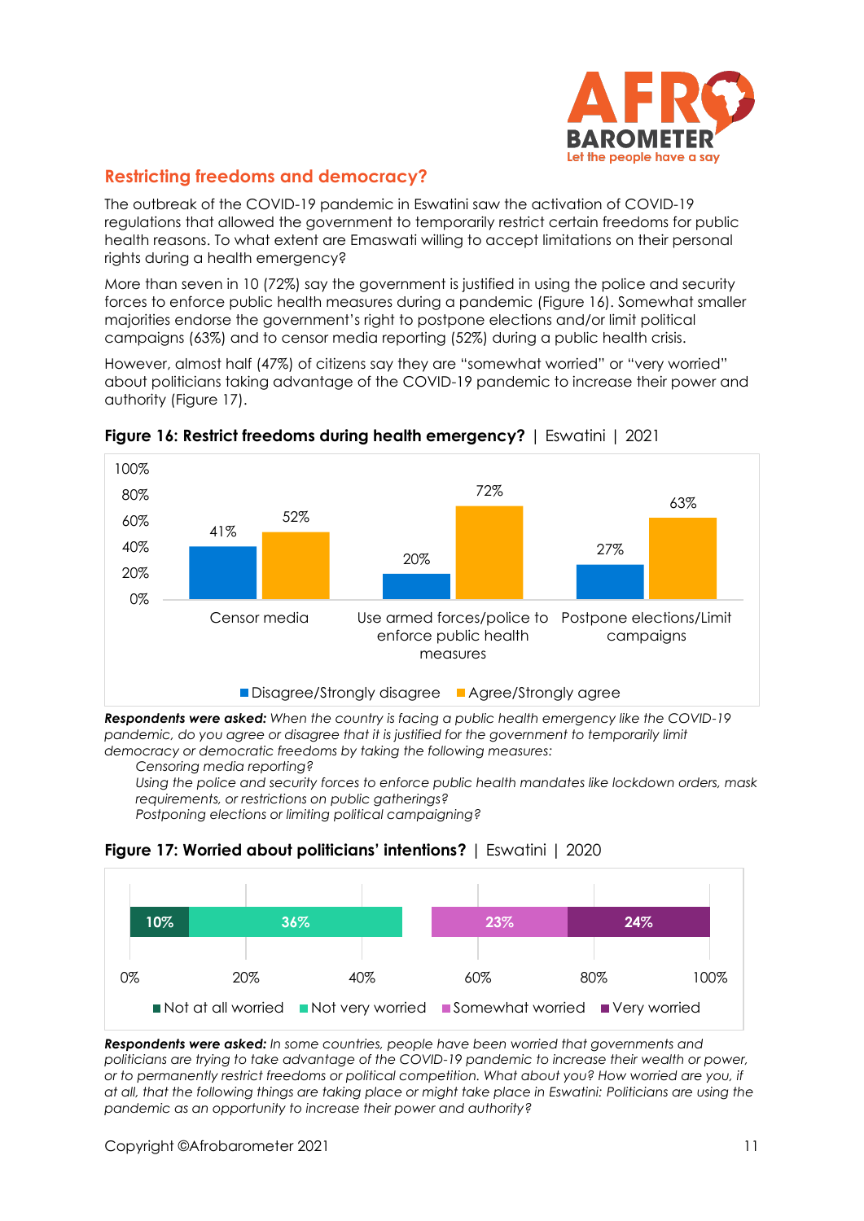## Restricting freedoms and democracy?

The outbreak of the COVID-19 pandemic in Eswatini saw the activation of COVID-19 regulations that allowed the government to temporarily restrict certain freedoms for public health reasons. To what extent are Emaswati willing to accept limitations on their personal rights during a health emergency?

More than seven in 10 (72%) say the government is justified in using the police and security forces to enforce public health measures during a pandemic (Figure 16). Somewhat smaller majorities endorse the government's right to postpone elections and/or limit political campaigns (63%) and to censor media reporting (52%) during a public health crisis.

However, almost half (47%) of citizens say they are "somewhat worried" or "very worried" about politicians taking advantage of the COVID-19 pandemic to increase their power and authority (Figure 17).

**Figure 16: Restrict freedoms during health emergency?** | Eswatini | 2021

| | Disagree/Strongly disagree | Agree/Strongly agree |
|---|---|---|
| Censor media | 41% | 52% |
| Use armed forces/police to enforce public health measures | 20% | 72% |
| Postpone elections/Limit campaigns | 27% | 63% |

***Respondents were asked:*** *When the country is facing a public health emergency like the COVID-19 pandemic, do you agree or disagree that it is justified for the government to temporarily limit democracy or democratic freedoms by taking the following measures:*

*Censoring media reporting?*

*Using the police and security forces to enforce public health mandates like lockdown orders, mask requirements, or restrictions on public gatherings?*

*Postponing elections or limiting political campaigning?*

**Figure 17: Worried about politicians' intentions?** | Eswatini | 2020

| Not at all worried | Not very worried | Somewhat worried | Very worried |
|---|---|---|---|
| 10% | 36% | 23% | 24% |

***Respondents were asked:*** *In some countries, people have been worried that governments and politicians are trying to take advantage of the COVID-19 pandemic to increase their wealth or power, or to permanently restrict freedoms or political competition. What about you? How worried are you, if at all, that the following things are taking place or might take place in Eswatini: Politicians are using the pandemic as an opportunity to increase their power and authority?*

Copyright ©Afrobarometer 2021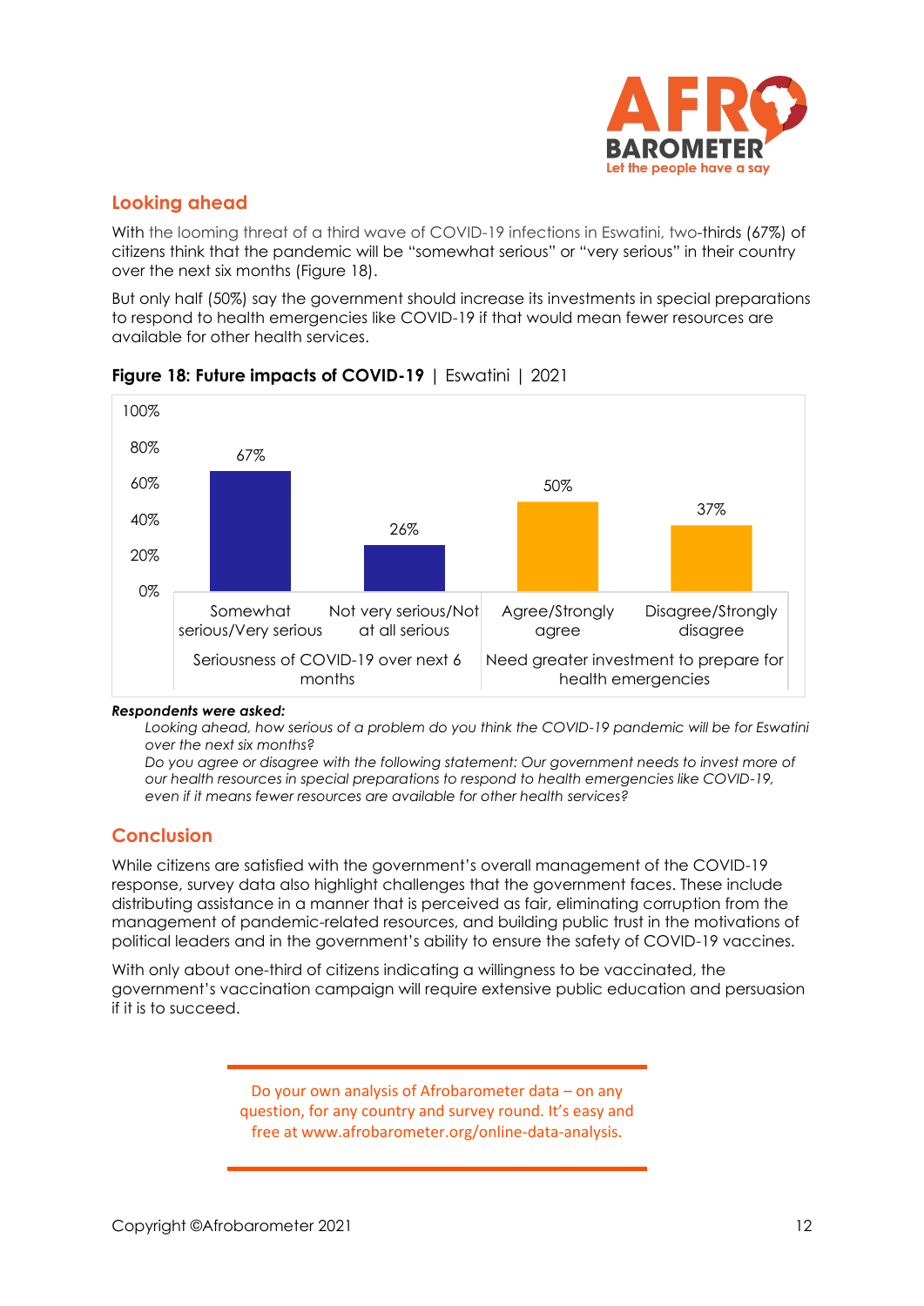## Looking ahead

With the looming threat of a third wave of COVID-19 infections in Eswatini, two-thirds (67%) of citizens think that the pandemic will be "somewhat serious" or "very serious" in their country over the next six months (Figure 18).

But only half (50%) say the government should increase its investments in special preparations to respond to health emergencies like COVID-19 if that would mean fewer resources are available for other health services.

**Figure 18: Future impacts of COVID-19** | Eswatini | 2021

| | | % |
|---|---|---|
| Seriousness of COVID-19 over next 6 months | Somewhat serious/Very serious | 67% |
| | Not very serious/Not at all serious | 26% |
| Need greater investment to prepare for health emergencies | Agree/Strongly agree | 50% |
| | Disagree/Strongly disagree | 37% |

***Respondents were asked:***

*Looking ahead, how serious of a problem do you think the COVID-19 pandemic will be for Eswatini over the next six months?*

*Do you agree or disagree with the following statement: Our government needs to invest more of our health resources in special preparations to respond to health emergencies like COVID-19, even if it means fewer resources are available for other health services?*

## Conclusion

While citizens are satisfied with the government's overall management of the COVID-19 response, survey data also highlight challenges that the government faces. These include distributing assistance in a manner that is perceived as fair, eliminating corruption from the management of pandemic-related resources, and building public trust in the motivations of political leaders and in the government's ability to ensure the safety of COVID-19 vaccines.

With only about one-third of citizens indicating a willingness to be vaccinated, the government's vaccination campaign will require extensive public education and persuasion if it is to succeed.

Do your own analysis of Afrobarometer data – on any question, for any country and survey round. It's easy and free at www.afrobarometer.org/online-data-analysis.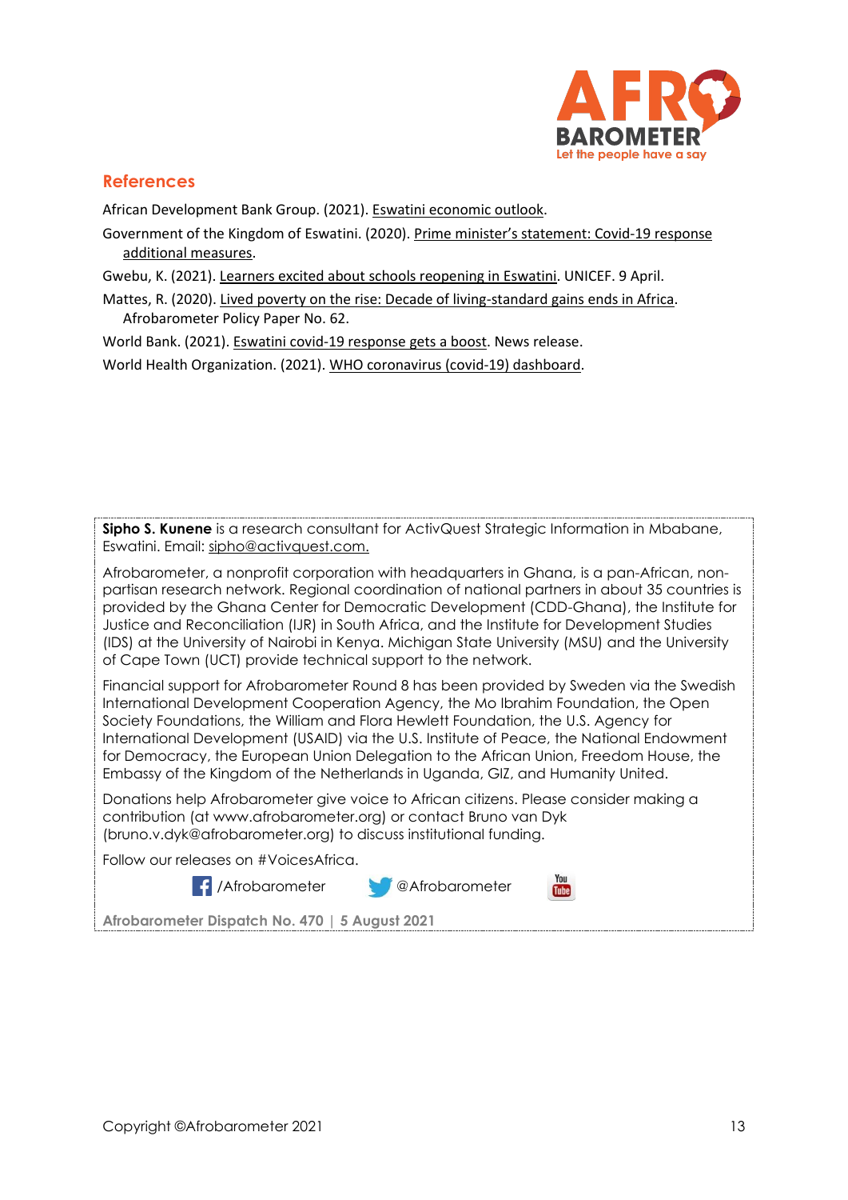## References

African Development Bank Group. (2021). Eswatini economic outlook.

Government of the Kingdom of Eswatini. (2020). Prime minister's statement: Covid-19 response additional measures.

Gwebu, K. (2021). Learners excited about schools reopening in Eswatini. UNICEF. 9 April.

Mattes, R. (2020). Lived poverty on the rise: Decade of living-standard gains ends in Africa. Afrobarometer Policy Paper No. 62.

World Bank. (2021). Eswatini covid-19 response gets a boost. News release.

World Health Organization. (2021). WHO coronavirus (covid-19) dashboard.

**Sipho S. Kunene** is a research consultant for ActivQuest Strategic Information in Mbabane, Eswatini. Email: sipho@activquest.com.

Afrobarometer, a nonprofit corporation with headquarters in Ghana, is a pan-African, non-partisan research network. Regional coordination of national partners in about 35 countries is provided by the Ghana Center for Democratic Development (CDD-Ghana), the Institute for Justice and Reconciliation (IJR) in South Africa, and the Institute for Development Studies (IDS) at the University of Nairobi in Kenya. Michigan State University (MSU) and the University of Cape Town (UCT) provide technical support to the network.

Financial support for Afrobarometer Round 8 has been provided by Sweden via the Swedish International Development Cooperation Agency, the Mo Ibrahim Foundation, the Open Society Foundations, the William and Flora Hewlett Foundation, the U.S. Agency for International Development (USAID) via the U.S. Institute of Peace, the National Endowment for Democracy, the European Union Delegation to the African Union, Freedom House, the Embassy of the Kingdom of the Netherlands in Uganda, GIZ, and Humanity United.

Donations help Afrobarometer give voice to African citizens. Please consider making a contribution (at www.afrobarometer.org) or contact Bruno van Dyk (bruno.v.dyk@afrobarometer.org) to discuss institutional funding.

Follow our releases on #VoicesAfrica.

/Afrobarometer    @Afrobarometer

**Afrobarometer Dispatch No. 470 | 5 August 2021**

Copyright ©Afrobarometer 2021